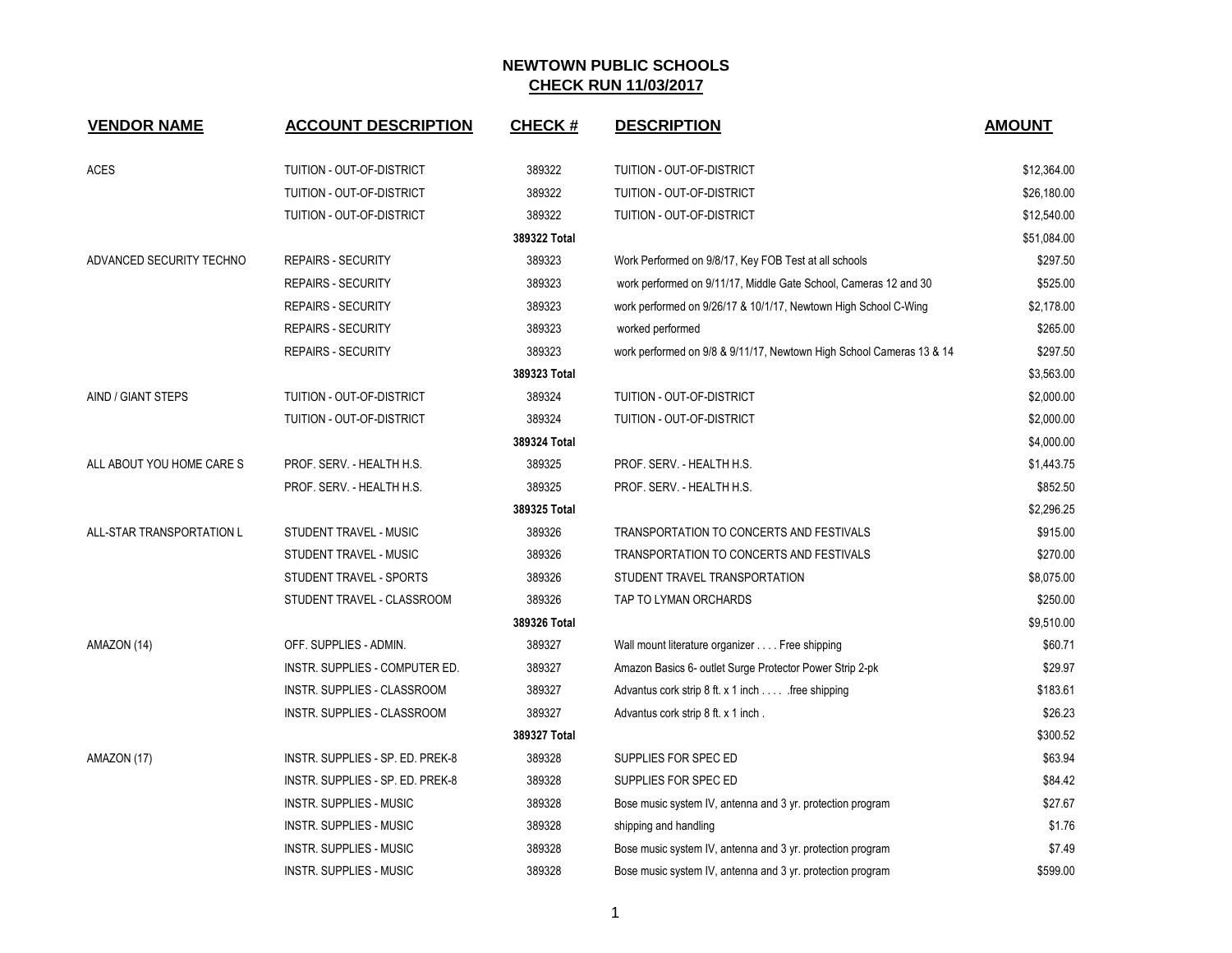# NEWTOWN PUBLIC SCHOOLS

## CHECK RUN 11/03/2017

| VENDOR NAME | ACCOUNT DESCRIPTION | CHECK # | DESCRIPTION | AMOUNT |
|---|---|---|---|---|
| ACES | TUITION - OUT-OF-DISTRICT | 389322 | TUITION - OUT-OF-DISTRICT | $12,364.00 |
| | TUITION - OUT-OF-DISTRICT | 389322 | TUITION - OUT-OF-DISTRICT | $26,180.00 |
| | TUITION - OUT-OF-DISTRICT | 389322 | TUITION - OUT-OF-DISTRICT | $12,540.00 |
| | | **389322 Total** | | $51,084.00 |
| ADVANCED SECURITY TECHNO | REPAIRS - SECURITY | 389323 | Work Performed on 9/8/17, Key FOB Test at all schools | $297.50 |
| | REPAIRS - SECURITY | 389323 | work performed on 9/11/17, Middle Gate School, Cameras 12 and 30 | $525.00 |
| | REPAIRS - SECURITY | 389323 | work performed on 9/26/17 & 10/1/17, Newtown High School C-Wing | $2,178.00 |
| | REPAIRS - SECURITY | 389323 | worked performed | $265.00 |
| | REPAIRS - SECURITY | 389323 | work performed on 9/8 & 9/11/17, Newtown High School Cameras 13 & 14 | $297.50 |
| | | **389323 Total** | | $3,563.00 |
| AIND / GIANT STEPS | TUITION - OUT-OF-DISTRICT | 389324 | TUITION - OUT-OF-DISTRICT | $2,000.00 |
| | TUITION - OUT-OF-DISTRICT | 389324 | TUITION - OUT-OF-DISTRICT | $2,000.00 |
| | | **389324 Total** | | $4,000.00 |
| ALL ABOUT YOU HOME CARE S | PROF. SERV. - HEALTH H.S. | 389325 | PROF. SERV. - HEALTH H.S. | $1,443.75 |
| | PROF. SERV. - HEALTH H.S. | 389325 | PROF. SERV. - HEALTH H.S. | $852.50 |
| | | **389325 Total** | | $2,296.25 |
| ALL-STAR TRANSPORTATION L | STUDENT TRAVEL - MUSIC | 389326 | TRANSPORTATION TO CONCERTS AND FESTIVALS | $915.00 |
| | STUDENT TRAVEL - MUSIC | 389326 | TRANSPORTATION TO CONCERTS AND FESTIVALS | $270.00 |
| | STUDENT TRAVEL - SPORTS | 389326 | STUDENT TRAVEL TRANSPORTATION | $8,075.00 |
| | STUDENT TRAVEL - CLASSROOM | 389326 | TAP TO LYMAN ORCHARDS | $250.00 |
| | | **389326 Total** | | $9,510.00 |
| AMAZON (14) | OFF. SUPPLIES - ADMIN. | 389327 | Wall mount literature organizer . . . . Free shipping | $60.71 |
| | INSTR. SUPPLIES - COMPUTER ED. | 389327 | Amazon Basics 6- outlet Surge Protector Power Strip 2-pk | $29.97 |
| | INSTR. SUPPLIES - CLASSROOM | 389327 | Advantus cork strip 8 ft. x 1 inch . . . . .free shipping | $183.61 |
| | INSTR. SUPPLIES - CLASSROOM | 389327 | Advantus cork strip 8 ft. x 1 inch . | $26.23 |
| | | **389327 Total** | | $300.52 |
| AMAZON (17) | INSTR. SUPPLIES - SP. ED. PREK-8 | 389328 | SUPPLIES FOR SPEC ED | $63.94 |
| | INSTR. SUPPLIES - SP. ED. PREK-8 | 389328 | SUPPLIES FOR SPEC ED | $84.42 |
| | INSTR. SUPPLIES - MUSIC | 389328 | Bose music system IV, antenna and 3 yr. protection program | $27.67 |
| | INSTR. SUPPLIES - MUSIC | 389328 | shipping and handling | $1.76 |
| | INSTR. SUPPLIES - MUSIC | 389328 | Bose music system IV, antenna and 3 yr. protection program | $7.49 |
| | INSTR. SUPPLIES - MUSIC | 389328 | Bose music system IV, antenna and 3 yr. protection program | $599.00 |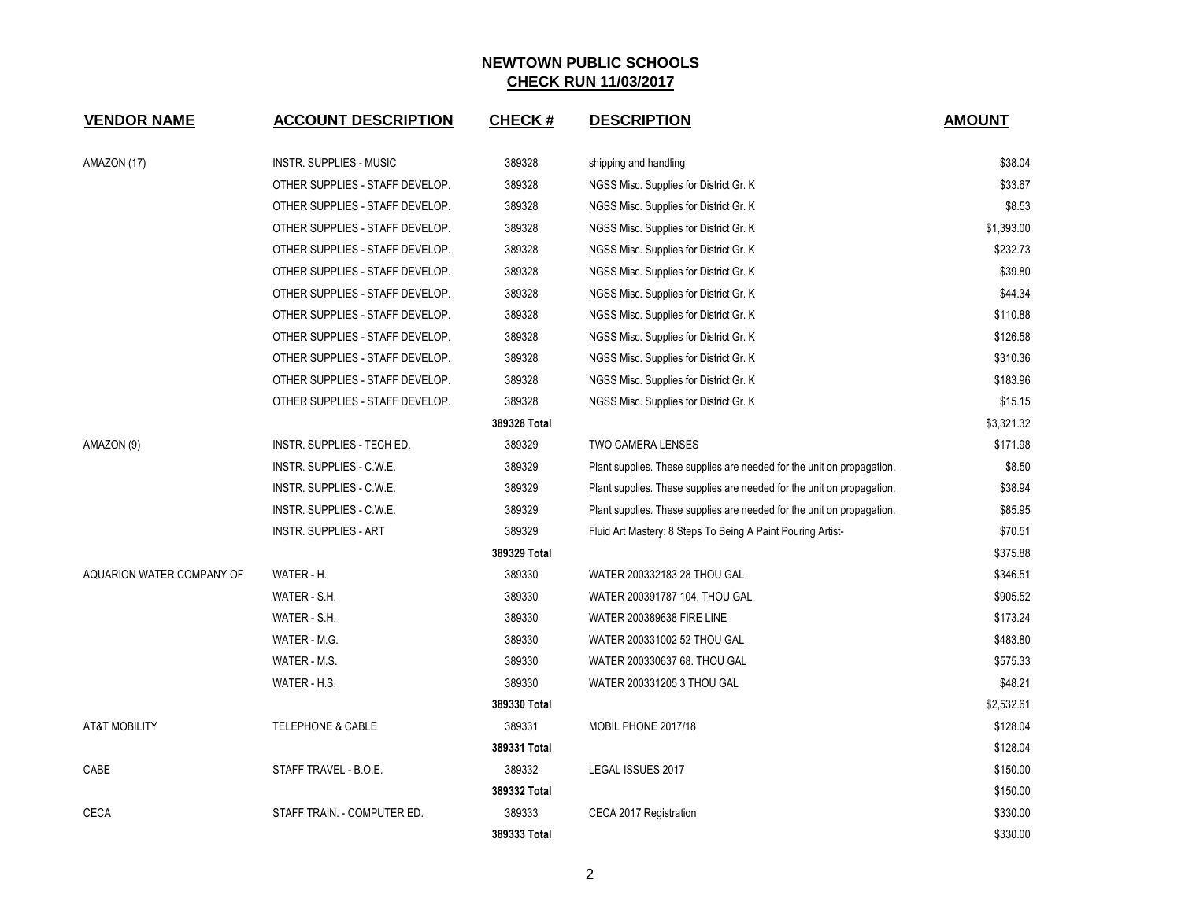# NEWTOWN PUBLIC SCHOOLS
## CHECK RUN 11/03/2017

| VENDOR NAME | ACCOUNT DESCRIPTION | CHECK # | DESCRIPTION | AMOUNT |
|---|---|---|---|---|
| AMAZON (17) | INSTR. SUPPLIES - MUSIC | 389328 | shipping and handling | $38.04 |
| | OTHER SUPPLIES - STAFF DEVELOP. | 389328 | NGSS Misc. Supplies for District Gr. K | $33.67 |
| | OTHER SUPPLIES - STAFF DEVELOP. | 389328 | NGSS Misc. Supplies for District Gr. K | $8.53 |
| | OTHER SUPPLIES - STAFF DEVELOP. | 389328 | NGSS Misc. Supplies for District Gr. K | $1,393.00 |
| | OTHER SUPPLIES - STAFF DEVELOP. | 389328 | NGSS Misc. Supplies for District Gr. K | $232.73 |
| | OTHER SUPPLIES - STAFF DEVELOP. | 389328 | NGSS Misc. Supplies for District Gr. K | $39.80 |
| | OTHER SUPPLIES - STAFF DEVELOP. | 389328 | NGSS Misc. Supplies for District Gr. K | $44.34 |
| | OTHER SUPPLIES - STAFF DEVELOP. | 389328 | NGSS Misc. Supplies for District Gr. K | $110.88 |
| | OTHER SUPPLIES - STAFF DEVELOP. | 389328 | NGSS Misc. Supplies for District Gr. K | $126.58 |
| | OTHER SUPPLIES - STAFF DEVELOP. | 389328 | NGSS Misc. Supplies for District Gr. K | $310.36 |
| | OTHER SUPPLIES - STAFF DEVELOP. | 389328 | NGSS Misc. Supplies for District Gr. K | $183.96 |
| | OTHER SUPPLIES - STAFF DEVELOP. | 389328 | NGSS Misc. Supplies for District Gr. K | $15.15 |
| | | **389328 Total** | | $3,321.32 |
| AMAZON (9) | INSTR. SUPPLIES - TECH ED. | 389329 | TWO CAMERA LENSES | $171.98 |
| | INSTR. SUPPLIES - C.W.E. | 389329 | Plant supplies. These supplies are needed for the unit on propagation. | $8.50 |
| | INSTR. SUPPLIES - C.W.E. | 389329 | Plant supplies. These supplies are needed for the unit on propagation. | $38.94 |
| | INSTR. SUPPLIES - C.W.E. | 389329 | Plant supplies. These supplies are needed for the unit on propagation. | $85.95 |
| | INSTR. SUPPLIES - ART | 389329 | Fluid Art Mastery: 8 Steps To Being A Paint Pouring Artist- | $70.51 |
| | | **389329 Total** | | $375.88 |
| AQUARION WATER COMPANY OF | WATER - H. | 389330 | WATER 200332183 28 THOU GAL | $346.51 |
| | WATER - S.H. | 389330 | WATER 200391787 104. THOU GAL | $905.52 |
| | WATER - S.H. | 389330 | WATER 200389638 FIRE LINE | $173.24 |
| | WATER - M.G. | 389330 | WATER 200331002 52 THOU GAL | $483.80 |
| | WATER - M.S. | 389330 | WATER 200330637 68. THOU GAL | $575.33 |
| | WATER - H.S. | 389330 | WATER 200331205 3 THOU GAL | $48.21 |
| | | **389330 Total** | | $2,532.61 |
| AT&T MOBILITY | TELEPHONE & CABLE | 389331 | MOBIL PHONE 2017/18 | $128.04 |
| | | **389331 Total** | | $128.04 |
| CABE | STAFF TRAVEL - B.O.E. | 389332 | LEGAL ISSUES 2017 | $150.00 |
| | | **389332 Total** | | $150.00 |
| CECA | STAFF TRAIN. - COMPUTER ED. | 389333 | CECA 2017 Registration | $330.00 |
| | | **389333 Total** | | $330.00 |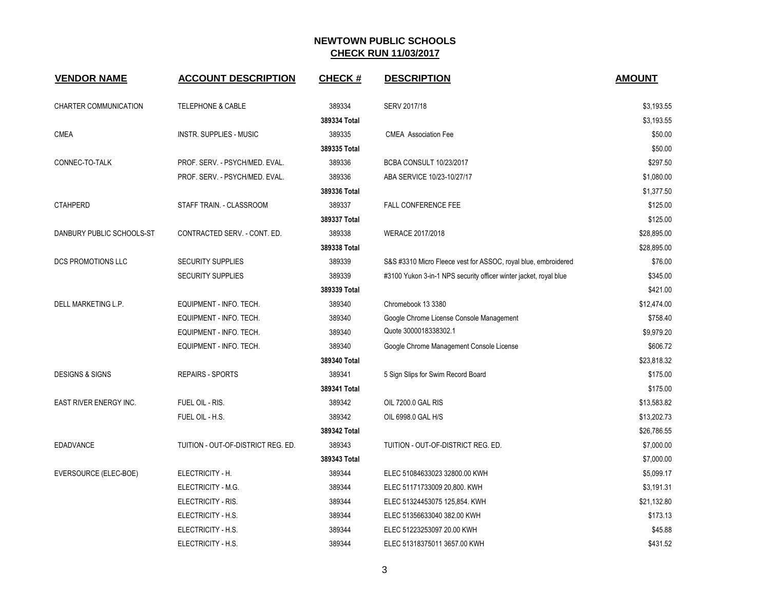# NEWTOWN PUBLIC SCHOOLS
## CHECK RUN 11/03/2017

| VENDOR NAME | ACCOUNT DESCRIPTION | CHECK # | DESCRIPTION | AMOUNT |
|---|---|---|---|---|
| CHARTER COMMUNICATION | TELEPHONE & CABLE | 389334 | SERV 2017/18 | $3,193.55 |
| | | **389334 Total** | | $3,193.55 |
| CMEA | INSTR. SUPPLIES - MUSIC | 389335 | CMEA Association Fee | $50.00 |
| | | **389335 Total** | | $50.00 |
| CONNEC-TO-TALK | PROF. SERV. - PSYCH/MED. EVAL. | 389336 | BCBA CONSULT 10/23/2017 | $297.50 |
| | PROF. SERV. - PSYCH/MED. EVAL. | 389336 | ABA SERVICE 10/23-10/27/17 | $1,080.00 |
| | | **389336 Total** | | $1,377.50 |
| CTAHPERD | STAFF TRAIN. - CLASSROOM | 389337 | FALL CONFERENCE FEE | $125.00 |
| | | **389337 Total** | | $125.00 |
| DANBURY PUBLIC SCHOOLS-ST | CONTRACTED SERV. - CONT. ED. | 389338 | WERACE 2017/2018 | $28,895.00 |
| | | **389338 Total** | | $28,895.00 |
| DCS PROMOTIONS LLC | SECURITY SUPPLIES | 389339 | S&S #3310 Micro Fleece vest for ASSOC, royal blue, embroidered | $76.00 |
| | SECURITY SUPPLIES | 389339 | #3100 Yukon 3-in-1 NPS security officer winter jacket, royal blue | $345.00 |
| | | **389339 Total** | | $421.00 |
| DELL MARKETING L.P. | EQUIPMENT - INFO. TECH. | 389340 | Chromebook 13 3380 | $12,474.00 |
| | EQUIPMENT - INFO. TECH. | 389340 | Google Chrome License Console Management | $758.40 |
| | EQUIPMENT - INFO. TECH. | 389340 | Quote 3000018338302.1 | $9,979.20 |
| | EQUIPMENT - INFO. TECH. | 389340 | Google Chrome Management Console License | $606.72 |
| | | **389340 Total** | | $23,818.32 |
| DESIGNS & SIGNS | REPAIRS - SPORTS | 389341 | 5 Sign Slips for Swim Record Board | $175.00 |
| | | **389341 Total** | | $175.00 |
| EAST RIVER ENERGY INC. | FUEL OIL - RIS. | 389342 | OIL 7200.0 GAL RIS | $13,583.82 |
| | FUEL OIL - H.S. | 389342 | OIL 6998.0 GAL H/S | $13,202.73 |
| | | **389342 Total** | | $26,786.55 |
| EDADVANCE | TUITION - OUT-OF-DISTRICT REG. ED. | 389343 | TUITION - OUT-OF-DISTRICT REG. ED. | $7,000.00 |
| | | **389343 Total** | | $7,000.00 |
| EVERSOURCE (ELEC-BOE) | ELECTRICITY - H. | 389344 | ELEC 51084633023 32800.00 KWH | $5,099.17 |
| | ELECTRICITY - M.G. | 389344 | ELEC 51171733009 20,800. KWH | $3,191.31 |
| | ELECTRICITY - RIS. | 389344 | ELEC 51324453075 125,854. KWH | $21,132.80 |
| | ELECTRICITY - H.S. | 389344 | ELEC 51356633040 382.00 KWH | $173.13 |
| | ELECTRICITY - H.S. | 389344 | ELEC 51223253097 20.00 KWH | $45.88 |
| | ELECTRICITY - H.S. | 389344 | ELEC 51318375011 3657.00 KWH | $431.52 |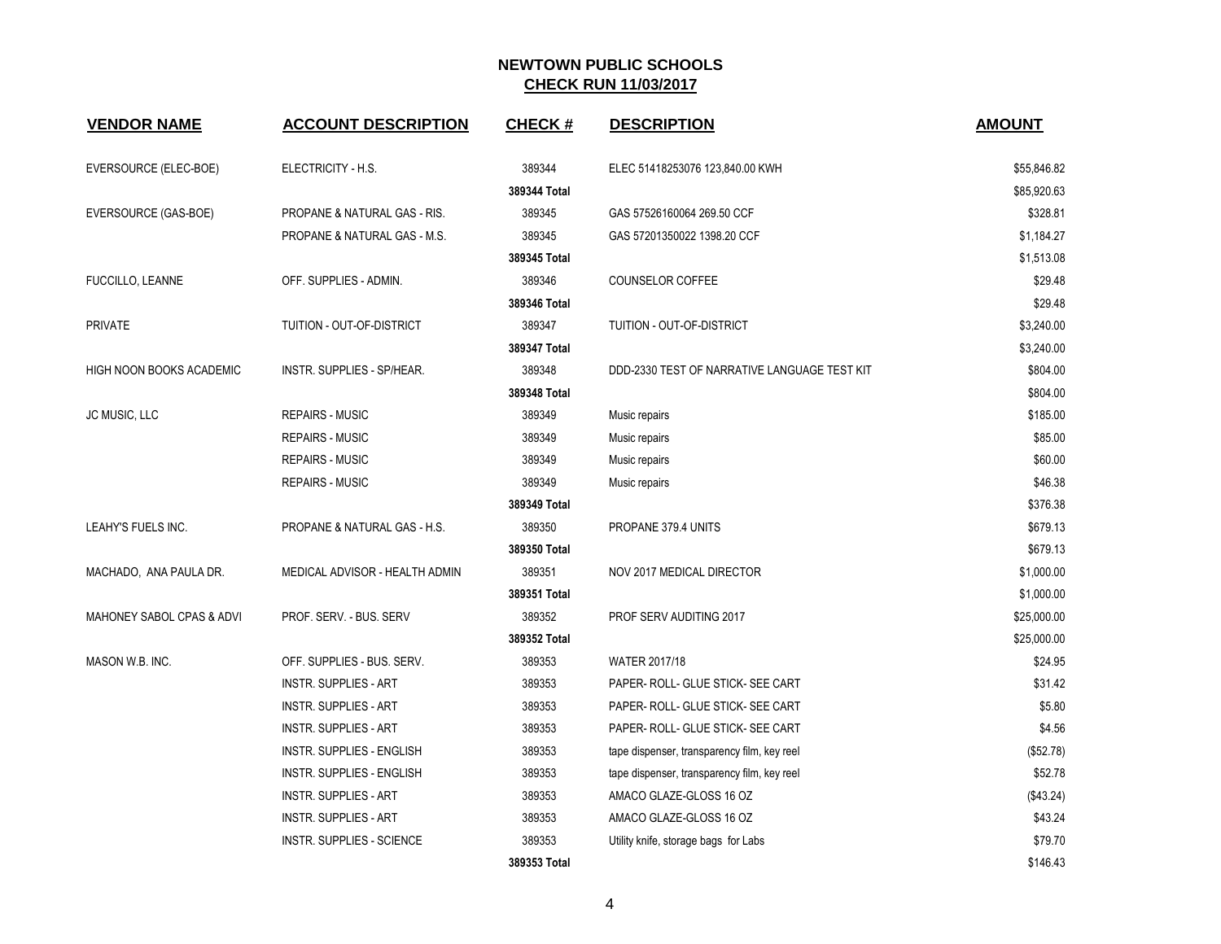# NEWTOWN PUBLIC SCHOOLS

## CHECK RUN 11/03/2017

| VENDOR NAME | ACCOUNT DESCRIPTION | CHECK # | DESCRIPTION | AMOUNT |
|---|---|---|---|---|
| EVERSOURCE (ELEC-BOE) | ELECTRICITY - H.S. | 389344 | ELEC 51418253076 123,840.00 KWH | $55,846.82 |
| | | **389344 Total** | | $85,920.63 |
| EVERSOURCE (GAS-BOE) | PROPANE & NATURAL GAS - RIS. | 389345 | GAS 57526160064 269.50 CCF | $328.81 |
| | PROPANE & NATURAL GAS - M.S. | 389345 | GAS 57201350022 1398.20 CCF | $1,184.27 |
| | | **389345 Total** | | $1,513.08 |
| FUCCILLO, LEANNE | OFF. SUPPLIES - ADMIN. | 389346 | COUNSELOR COFFEE | $29.48 |
| | | **389346 Total** | | $29.48 |
| PRIVATE | TUITION - OUT-OF-DISTRICT | 389347 | TUITION - OUT-OF-DISTRICT | $3,240.00 |
| | | **389347 Total** | | $3,240.00 |
| HIGH NOON BOOKS ACADEMIC | INSTR. SUPPLIES - SP/HEAR. | 389348 | DDD-2330 TEST OF NARRATIVE LANGUAGE TEST KIT | $804.00 |
| | | **389348 Total** | | $804.00 |
| JC MUSIC, LLC | REPAIRS - MUSIC | 389349 | Music repairs | $185.00 |
| | REPAIRS - MUSIC | 389349 | Music repairs | $85.00 |
| | REPAIRS - MUSIC | 389349 | Music repairs | $60.00 |
| | REPAIRS - MUSIC | 389349 | Music repairs | $46.38 |
| | | **389349 Total** | | $376.38 |
| LEAHY'S FUELS INC. | PROPANE & NATURAL GAS - H.S. | 389350 | PROPANE 379.4 UNITS | $679.13 |
| | | **389350 Total** | | $679.13 |
| MACHADO, ANA PAULA DR. | MEDICAL ADVISOR - HEALTH ADMIN | 389351 | NOV 2017 MEDICAL DIRECTOR | $1,000.00 |
| | | **389351 Total** | | $1,000.00 |
| MAHONEY SABOL CPAS & ADVI | PROF. SERV. - BUS. SERV | 389352 | PROF SERV AUDITING 2017 | $25,000.00 |
| | | **389352 Total** | | $25,000.00 |
| MASON W.B. INC. | OFF. SUPPLIES - BUS. SERV. | 389353 | WATER 2017/18 | $24.95 |
| | INSTR. SUPPLIES - ART | 389353 | PAPER- ROLL- GLUE STICK- SEE CART | $31.42 |
| | INSTR. SUPPLIES - ART | 389353 | PAPER- ROLL- GLUE STICK- SEE CART | $5.80 |
| | INSTR. SUPPLIES - ART | 389353 | PAPER- ROLL- GLUE STICK- SEE CART | $4.56 |
| | INSTR. SUPPLIES - ENGLISH | 389353 | tape dispenser, transparency film, key reel | ($52.78) |
| | INSTR. SUPPLIES - ENGLISH | 389353 | tape dispenser, transparency film, key reel | $52.78 |
| | INSTR. SUPPLIES - ART | 389353 | AMACO GLAZE-GLOSS 16 OZ | ($43.24) |
| | INSTR. SUPPLIES - ART | 389353 | AMACO GLAZE-GLOSS 16 OZ | $43.24 |
| | INSTR. SUPPLIES - SCIENCE | 389353 | Utility knife, storage bags for Labs | $79.70 |
| | | **389353 Total** | | $146.43 |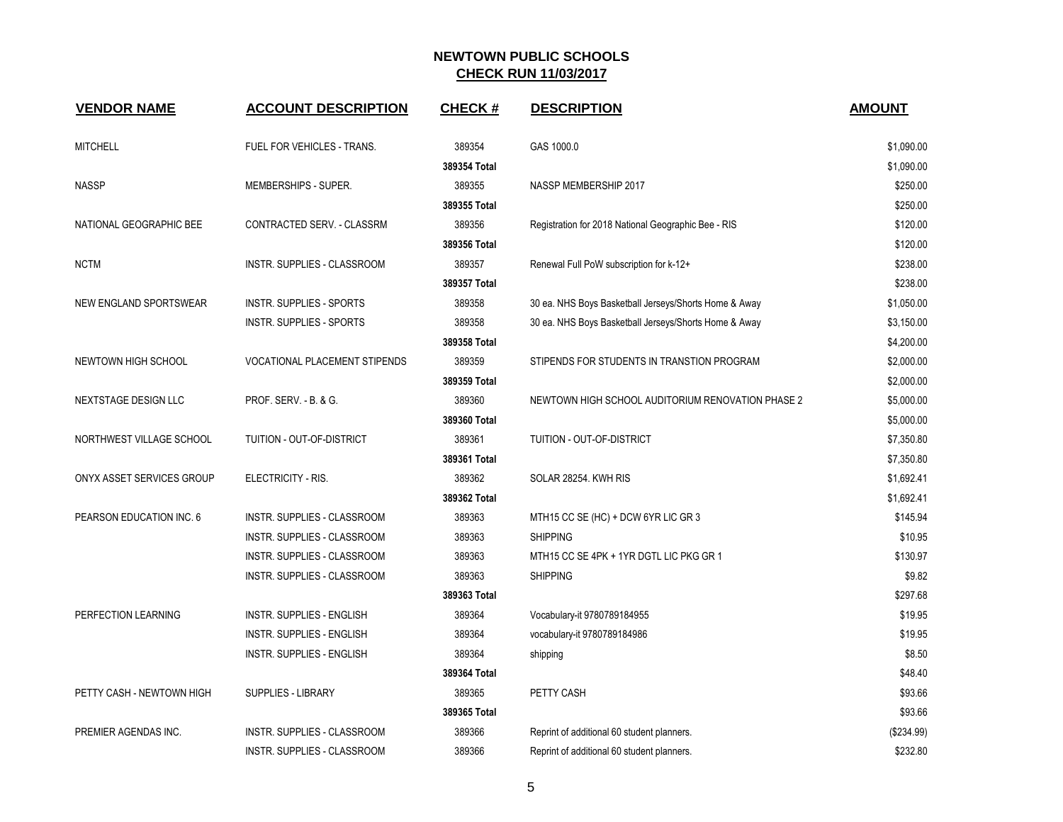## NEWTOWN PUBLIC SCHOOLS
## CHECK RUN 11/03/2017

| VENDOR NAME | ACCOUNT DESCRIPTION | CHECK # | DESCRIPTION | AMOUNT |
|---|---|---|---|---|
| MITCHELL | FUEL FOR VEHICLES - TRANS. | 389354 | GAS 1000.0 | $1,090.00 |
| | | 389354 Total | | $1,090.00 |
| NASSP | MEMBERSHIPS - SUPER. | 389355 | NASSP MEMBERSHIP 2017 | $250.00 |
| | | 389355 Total | | $250.00 |
| NATIONAL GEOGRAPHIC BEE | CONTRACTED SERV. - CLASSRM | 389356 | Registration for 2018 National Geographic Bee - RIS | $120.00 |
| | | 389356 Total | | $120.00 |
| NCTM | INSTR. SUPPLIES - CLASSROOM | 389357 | Renewal Full PoW subscription for k-12+ | $238.00 |
| | | 389357 Total | | $238.00 |
| NEW ENGLAND SPORTSWEAR | INSTR. SUPPLIES - SPORTS | 389358 | 30 ea. NHS Boys Basketball Jerseys/Shorts Home & Away | $1,050.00 |
| | INSTR. SUPPLIES - SPORTS | 389358 | 30 ea. NHS Boys Basketball Jerseys/Shorts Home & Away | $3,150.00 |
| | | 389358 Total | | $4,200.00 |
| NEWTOWN HIGH SCHOOL | VOCATIONAL PLACEMENT STIPENDS | 389359 | STIPENDS FOR STUDENTS IN TRANSTION PROGRAM | $2,000.00 |
| | | 389359 Total | | $2,000.00 |
| NEXTSTAGE DESIGN LLC | PROF. SERV. - B. & G. | 389360 | NEWTOWN HIGH SCHOOL AUDITORIUM RENOVATION PHASE 2 | $5,000.00 |
| | | 389360 Total | | $5,000.00 |
| NORTHWEST VILLAGE SCHOOL | TUITION - OUT-OF-DISTRICT | 389361 | TUITION - OUT-OF-DISTRICT | $7,350.80 |
| | | 389361 Total | | $7,350.80 |
| ONYX ASSET SERVICES GROUP | ELECTRICITY - RIS. | 389362 | SOLAR 28254. KWH RIS | $1,692.41 |
| | | 389362 Total | | $1,692.41 |
| PEARSON EDUCATION INC. 6 | INSTR. SUPPLIES - CLASSROOM | 389363 | MTH15 CC SE (HC) + DCW 6YR LIC GR 3 | $145.94 |
| | INSTR. SUPPLIES - CLASSROOM | 389363 | SHIPPING | $10.95 |
| | INSTR. SUPPLIES - CLASSROOM | 389363 | MTH15 CC SE 4PK + 1YR DGTL LIC PKG GR 1 | $130.97 |
| | INSTR. SUPPLIES - CLASSROOM | 389363 | SHIPPING | $9.82 |
| | | 389363 Total | | $297.68 |
| PERFECTION LEARNING | INSTR. SUPPLIES - ENGLISH | 389364 | Vocabulary-it 9780789184955 | $19.95 |
| | INSTR. SUPPLIES - ENGLISH | 389364 | vocabulary-it 9780789184986 | $19.95 |
| | INSTR. SUPPLIES - ENGLISH | 389364 | shipping | $8.50 |
| | | 389364 Total | | $48.40 |
| PETTY CASH - NEWTOWN HIGH | SUPPLIES - LIBRARY | 389365 | PETTY CASH | $93.66 |
| | | 389365 Total | | $93.66 |
| PREMIER AGENDAS INC. | INSTR. SUPPLIES - CLASSROOM | 389366 | Reprint of additional 60 student planners. | ($234.99) |
| | INSTR. SUPPLIES - CLASSROOM | 389366 | Reprint of additional 60 student planners. | $232.80 |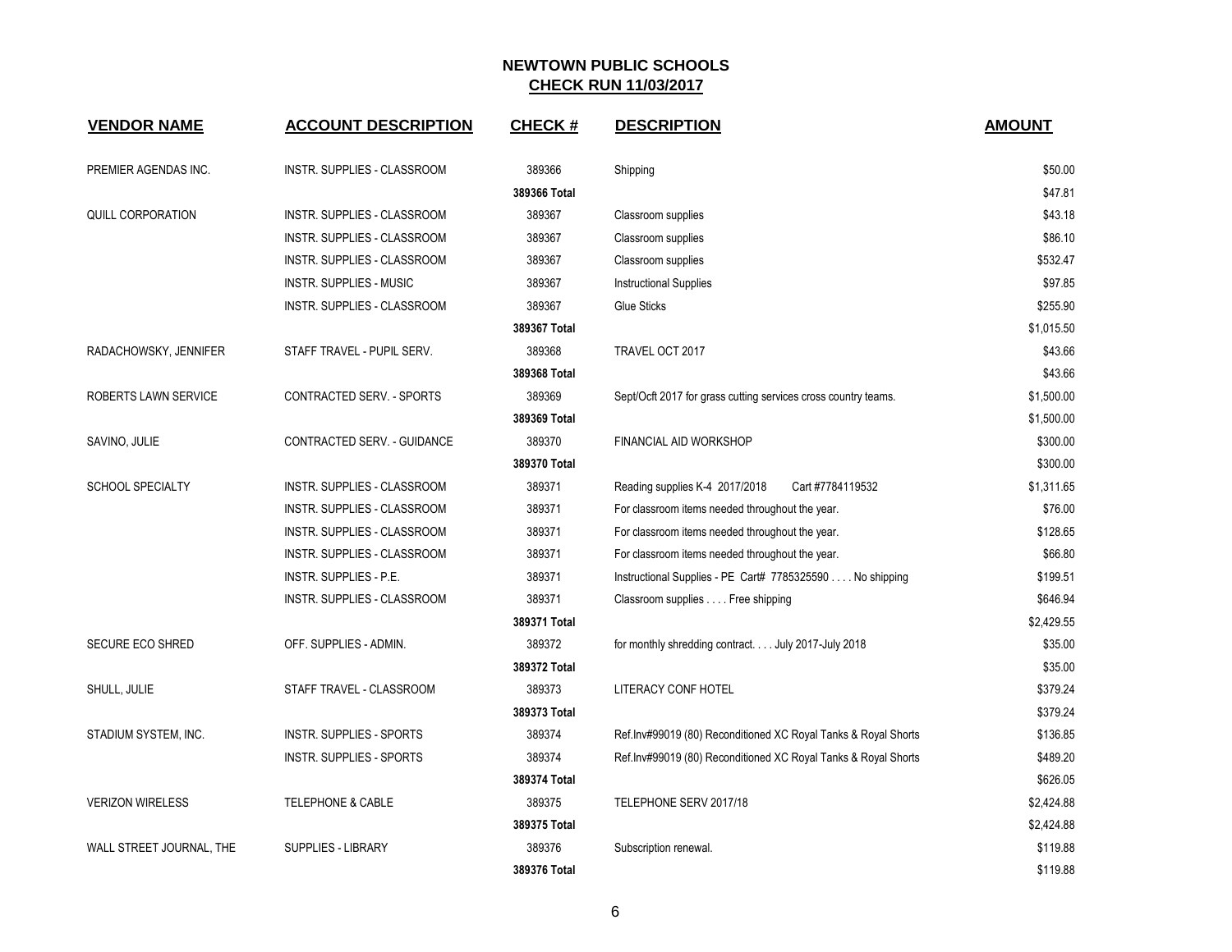# NEWTOWN PUBLIC SCHOOLS
## CHECK RUN 11/03/2017

| VENDOR NAME | ACCOUNT DESCRIPTION | CHECK # | DESCRIPTION | AMOUNT |
|---|---|---|---|---|
| PREMIER AGENDAS INC. | INSTR. SUPPLIES - CLASSROOM | 389366 | Shipping | $50.00 |
| | | 389366 Total | | $47.81 |
| QUILL CORPORATION | INSTR. SUPPLIES - CLASSROOM | 389367 | Classroom supplies | $43.18 |
| | INSTR. SUPPLIES - CLASSROOM | 389367 | Classroom supplies | $86.10 |
| | INSTR. SUPPLIES - CLASSROOM | 389367 | Classroom supplies | $532.47 |
| | INSTR. SUPPLIES - MUSIC | 389367 | Instructional Supplies | $97.85 |
| | INSTR. SUPPLIES - CLASSROOM | 389367 | Glue Sticks | $255.90 |
| | | 389367 Total | | $1,015.50 |
| RADACHOWSKY, JENNIFER | STAFF TRAVEL - PUPIL SERV. | 389368 | TRAVEL OCT 2017 | $43.66 |
| | | 389368 Total | | $43.66 |
| ROBERTS LAWN SERVICE | CONTRACTED SERV. - SPORTS | 389369 | Sept/Ocft 2017 for grass cutting services cross country teams. | $1,500.00 |
| | | 389369 Total | | $1,500.00 |
| SAVINO, JULIE | CONTRACTED SERV. - GUIDANCE | 389370 | FINANCIAL AID WORKSHOP | $300.00 |
| | | 389370 Total | | $300.00 |
| SCHOOL SPECIALTY | INSTR. SUPPLIES - CLASSROOM | 389371 | Reading supplies K-4 2017/2018 Cart #7784119532 | $1,311.65 |
| | INSTR. SUPPLIES - CLASSROOM | 389371 | For classroom items needed throughout the year. | $76.00 |
| | INSTR. SUPPLIES - CLASSROOM | 389371 | For classroom items needed throughout the year. | $128.65 |
| | INSTR. SUPPLIES - CLASSROOM | 389371 | For classroom items needed throughout the year. | $66.80 |
| | INSTR. SUPPLIES - P.E. | 389371 | Instructional Supplies - PE Cart# 7785325590 . . . . No shipping | $199.51 |
| | INSTR. SUPPLIES - CLASSROOM | 389371 | Classroom supplies . . . . Free shipping | $646.94 |
| | | 389371 Total | | $2,429.55 |
| SECURE ECO SHRED | OFF. SUPPLIES - ADMIN. | 389372 | for monthly shredding contract. . . . July 2017-July 2018 | $35.00 |
| | | 389372 Total | | $35.00 |
| SHULL, JULIE | STAFF TRAVEL - CLASSROOM | 389373 | LITERACY CONF HOTEL | $379.24 |
| | | 389373 Total | | $379.24 |
| STADIUM SYSTEM, INC. | INSTR. SUPPLIES - SPORTS | 389374 | Ref.Inv#99019 (80) Reconditioned XC Royal Tanks & Royal Shorts | $136.85 |
| | INSTR. SUPPLIES - SPORTS | 389374 | Ref.Inv#99019 (80) Reconditioned XC Royal Tanks & Royal Shorts | $489.20 |
| | | 389374 Total | | $626.05 |
| VERIZON WIRELESS | TELEPHONE & CABLE | 389375 | TELEPHONE SERV 2017/18 | $2,424.88 |
| | | 389375 Total | | $2,424.88 |
| WALL STREET JOURNAL, THE | SUPPLIES - LIBRARY | 389376 | Subscription renewal. | $119.88 |
| | | 389376 Total | | $119.88 |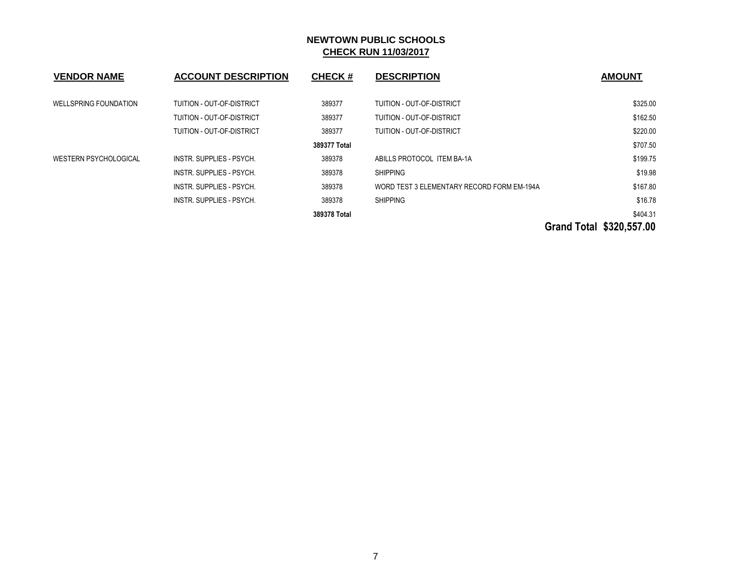# NEWTOWN PUBLIC SCHOOLS
## CHECK RUN 11/03/2017

| VENDOR NAME | ACCOUNT DESCRIPTION | CHECK # | DESCRIPTION | AMOUNT |
|---|---|---|---|---|
| WELLSPRING FOUNDATION | TUITION - OUT-OF-DISTRICT | 389377 | TUITION - OUT-OF-DISTRICT | $325.00 |
| | TUITION - OUT-OF-DISTRICT | 389377 | TUITION - OUT-OF-DISTRICT | $162.50 |
| | TUITION - OUT-OF-DISTRICT | 389377 | TUITION - OUT-OF-DISTRICT | $220.00 |
| | | **389377 Total** | | $707.50 |
| WESTERN PSYCHOLOGICAL | INSTR. SUPPLIES - PSYCH. | 389378 | ABILLS PROTOCOL ITEM BA-1A | $199.75 |
| | INSTR. SUPPLIES - PSYCH. | 389378 | SHIPPING | $19.98 |
| | INSTR. SUPPLIES - PSYCH. | 389378 | WORD TEST 3 ELEMENTARY RECORD FORM EM-194A | $167.80 |
| | INSTR. SUPPLIES - PSYCH. | 389378 | SHIPPING | $16.78 |
| | | **389378 Total** | | $404.31 |
| | | | **Grand Total** | **$320,557.00** |